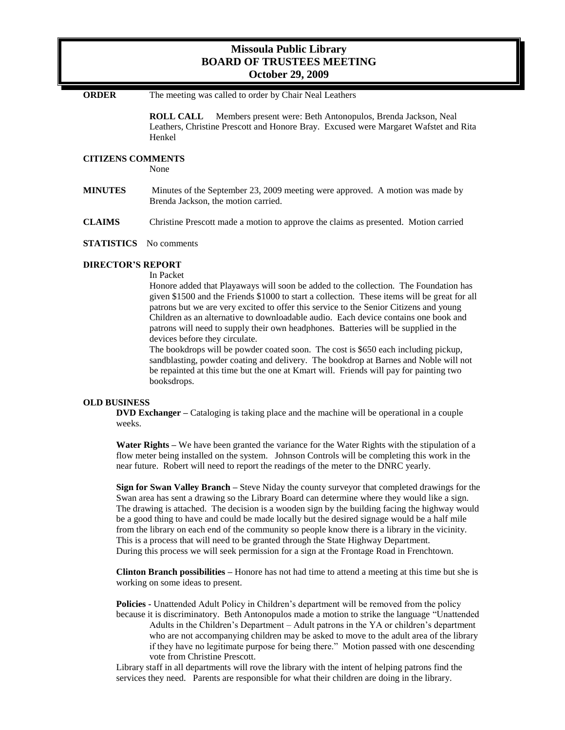# Missoula Public Library
## BOARD OF TRUSTEES MEETING
### October 29, 2009

**ORDER** The meeting was called to order by Chair Neal Leathers

**ROLL CALL** Members present were: Beth Antonopulos, Brenda Jackson, Neal Leathers, Christine Prescott and Honore Bray. Excused were Margaret Wafstet and Rita Henkel

**CITIZENS COMMENTS**

None

**MINUTES** Minutes of the September 23, 2009 meeting were approved. A motion was made by Brenda Jackson, the motion carried.

**CLAIMS** Christine Prescott made a motion to approve the claims as presented. Motion carried

**STATISTICS** No comments

**DIRECTOR'S REPORT**

In Packet

Honore added that Playaways will soon be added to the collection. The Foundation has given $1500 and the Friends $1000 to start a collection. These items will be great for all patrons but we are very excited to offer this service to the Senior Citizens and young Children as an alternative to downloadable audio. Each device contains one book and patrons will need to supply their own headphones. Batteries will be supplied in the devices before they circulate.

The bookdrops will be powder coated soon. The cost is $650 each including pickup, sandblasting, powder coating and delivery. The bookdrop at Barnes and Noble will not be repainted at this time but the one at Kmart will. Friends will pay for painting two booksdrops.

**OLD BUSINESS**

**DVD Exchanger –** Cataloging is taking place and the machine will be operational in a couple weeks.

**Water Rights –** We have been granted the variance for the Water Rights with the stipulation of a flow meter being installed on the system. Johnson Controls will be completing this work in the near future. Robert will need to report the readings of the meter to the DNRC yearly.

**Sign for Swan Valley Branch –** Steve Niday the county surveyor that completed drawings for the Swan area has sent a drawing so the Library Board can determine where they would like a sign. The drawing is attached. The decision is a wooden sign by the building facing the highway would be a good thing to have and could be made locally but the desired signage would be a half mile from the library on each end of the community so people know there is a library in the vicinity. This is a process that will need to be granted through the State Highway Department. During this process we will seek permission for a sign at the Frontage Road in Frenchtown.

**Clinton Branch possibilities –** Honore has not had time to attend a meeting at this time but she is working on some ideas to present.

**Policies -** Unattended Adult Policy in Children's department will be removed from the policy because it is discriminatory. Beth Antonopulos made a motion to strike the language "Unattended Adults in the Children's Department – Adult patrons in the YA or children's department who are not accompanying children may be asked to move to the adult area of the library if they have no legitimate purpose for being there." Motion passed with one descending vote from Christine Prescott.

Library staff in all departments will rove the library with the intent of helping patrons find the services they need. Parents are responsible for what their children are doing in the library.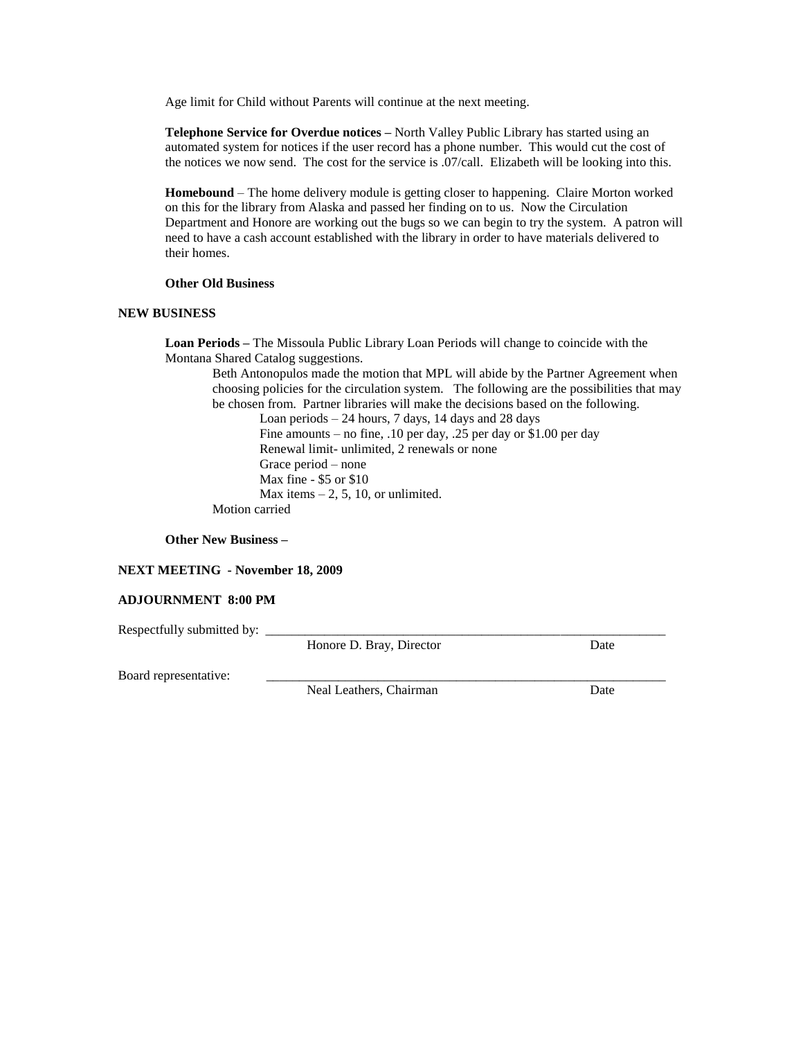Age limit for Child without Parents will continue at the next meeting.

**Telephone Service for Overdue notices –** North Valley Public Library has started using an automated system for notices if the user record has a phone number. This would cut the cost of the notices we now send. The cost for the service is .07/call. Elizabeth will be looking into this.

**Homebound** – The home delivery module is getting closer to happening. Claire Morton worked on this for the library from Alaska and passed her finding on to us. Now the Circulation Department and Honore are working out the bugs so we can begin to try the system. A patron will need to have a cash account established with the library in order to have materials delivered to their homes.

**Other Old Business**

**NEW BUSINESS**

**Loan Periods –** The Missoula Public Library Loan Periods will change to coincide with the Montana Shared Catalog suggestions.

Beth Antonopulos made the motion that MPL will abide by the Partner Agreement when choosing policies for the circulation system. The following are the possibilities that may be chosen from. Partner libraries will make the decisions based on the following.

- Loan periods – 24 hours, 7 days, 14 days and 28 days
- Fine amounts – no fine, .10 per day, .25 per day or $1.00 per day
- Renewal limit- unlimited, 2 renewals or none
- Grace period – none
- Max fine - $5 or $10
- Max items – 2, 5, 10, or unlimited.

Motion carried

**Other New Business –**

**NEXT MEETING - November 18, 2009**

**ADJOURNMENT 8:00 PM**

Respectfully submitted by: ______________________________________________

Honore D. Bray, Director Date

Board representative: ______________________________________________

Neal Leathers, Chairman Date